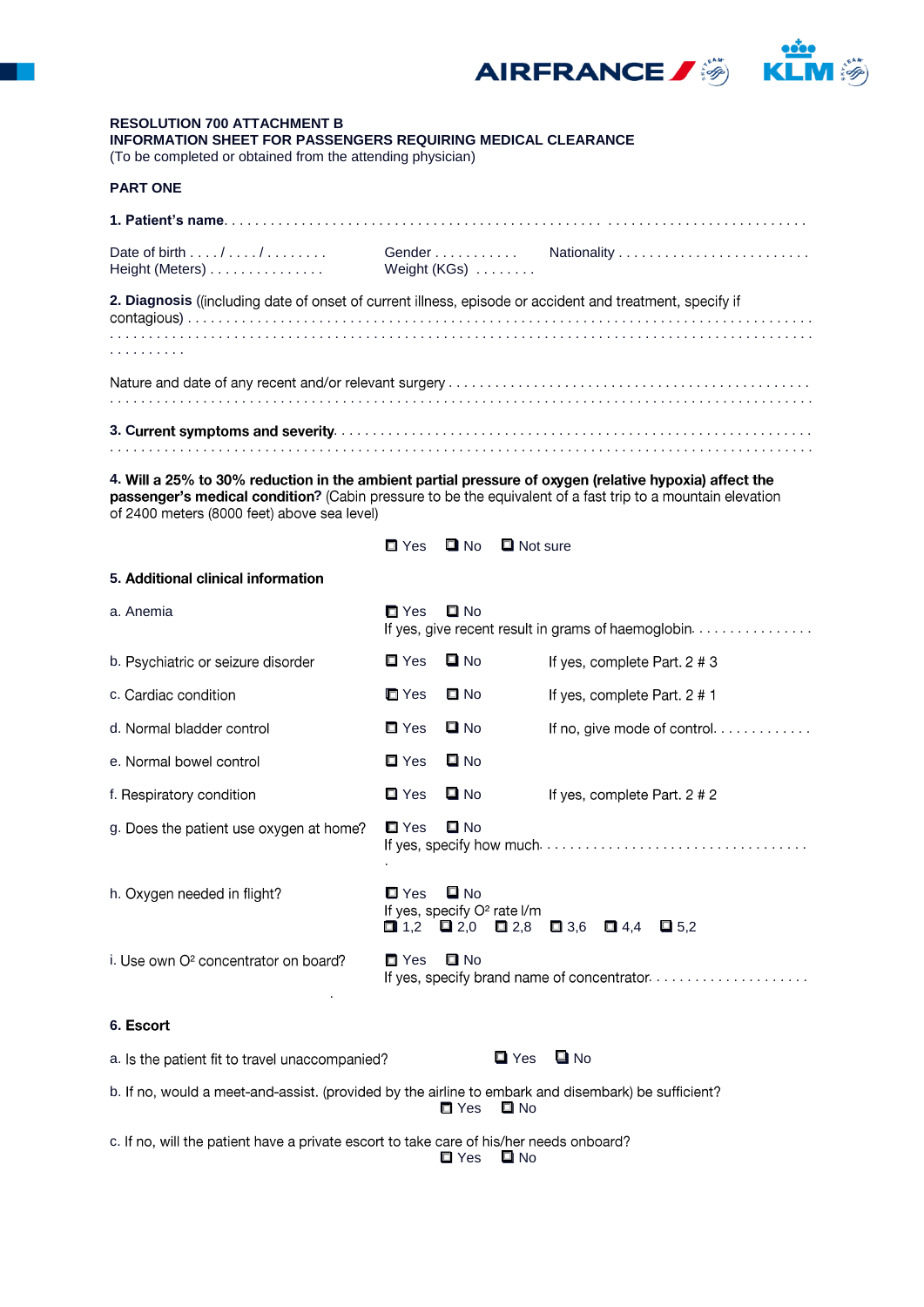**RESOLUTION 700 ATTACHMENT B**
**INFORMATION SHEET FOR PASSENGERS REQUIRING MEDICAL CLEARANCE**
(To be completed or obtained from the attending physician)

**PART ONE**

**1. Patient's name** . . . . . . . . . . . . . . . . . . . . . . . . . . . . . . . . . . . . . . . . . . . . . . . . . . . . . . . . . . . . . . . . . . . . . . .

Date of birth . . . . / . . . . / . . . . . . . . Gender . . . . . . . . . . . Nationality . . . . . . . . . . . . . . . . . . . . . . . . .
Height (Meters) . . . . . . . . . . . . . . . Weight (KGs) . . . . . . . .

**2. Diagnosis** ((including date of onset of current illness, episode or accident and treatment, specify if contagious) . . . . . . . . . . . . . . . . . . . . . . . . . . . . . . . . . . . . . . . . . . . . . . . . . . . . . . . . . . . . . . . . . . . . . . .
. . . . . . . . . . . . . . . . . . . . . . . . . . . . . . . . . . . . . . . . . . . . . . . . . . . . . . . . . . . . . . . . . . . . . . . . . . . . . . . . . .
. . . . . . . . . .

Nature and date of any recent and/or relevant surgery . . . . . . . . . . . . . . . . . . . . . . . . . . . . . . . . . . . . . . . . . . . . .
. . . . . . . . . . . . . . . . . . . . . . . . . . . . . . . . . . . . . . . . . . . . . . . . . . . . . . . . . . . . . . . . . . . . . . . . . . . . . . . . . .

**3. Current symptoms and severity** . . . . . . . . . . . . . . . . . . . . . . . . . . . . . . . . . . . . . . . . . . . . . . . . . . . . . . .
. . . . . . . . . . . . . . . . . . . . . . . . . . . . . . . . . . . . . . . . . . . . . . . . . . . . . . . . . . . . . . . . . . . . . . . . . . . . . . . . . .

**4. Will a 25% to 30% reduction in the ambient partial pressure of oxygen (relative hypoxia) affect the passenger's medical condition?** (Cabin pressure to be the equivalent of a fast trip to a mountain elevation of 2400 meters (8000 feet) above sea level)

☐ Yes ☐ No ☐ Not sure

**5. Additional clinical information**

a. Anemia ☐ Yes ☐ No
If yes, give recent result in grams of haemoglobin. . . . . . . . . . . . . . . .

b. Psychiatric or seizure disorder ☐ Yes ☐ No If yes, complete Part. 2 # 3

c. Cardiac condition ☐ Yes ☐ No If yes, complete Part. 2 # 1

d. Normal bladder control ☐ Yes ☐ No If no, give mode of control. . . . . . . . . . . . .

e. Normal bowel control ☐ Yes ☐ No

f. Respiratory condition ☐ Yes ☐ No If yes, complete Part. 2 # 2

g. Does the patient use oxygen at home? ☐ Yes ☐ No
If yes, specify how much. . . . . . . . . . . . . . . . . . . . . . . . . . . . . . . . . .

h. Oxygen needed in flight? ☐ Yes ☐ No
If yes, specify $O^2$ rate l/m
☐ 1,2 ☐ 2,0 ☐ 2,8 ☐ 3,6 ☐ 4,4 ☐ 5,2

i. Use own $O^2$ concentrator on board? ☐ Yes ☐ No
If yes, specify brand name of concentrator. . . . . . . . . . . . . . . . . . . . .

**6. Escort**

a. Is the patient fit to travel unaccompanied? ☐ Yes ☐ No

b. If no, would a meet-and-assist. (provided by the airline to embark and disembark) be sufficient?
☐ Yes ☐ No

c. If no, will the patient have a private escort to take care of his/her needs onboard?
☐ Yes ☐ No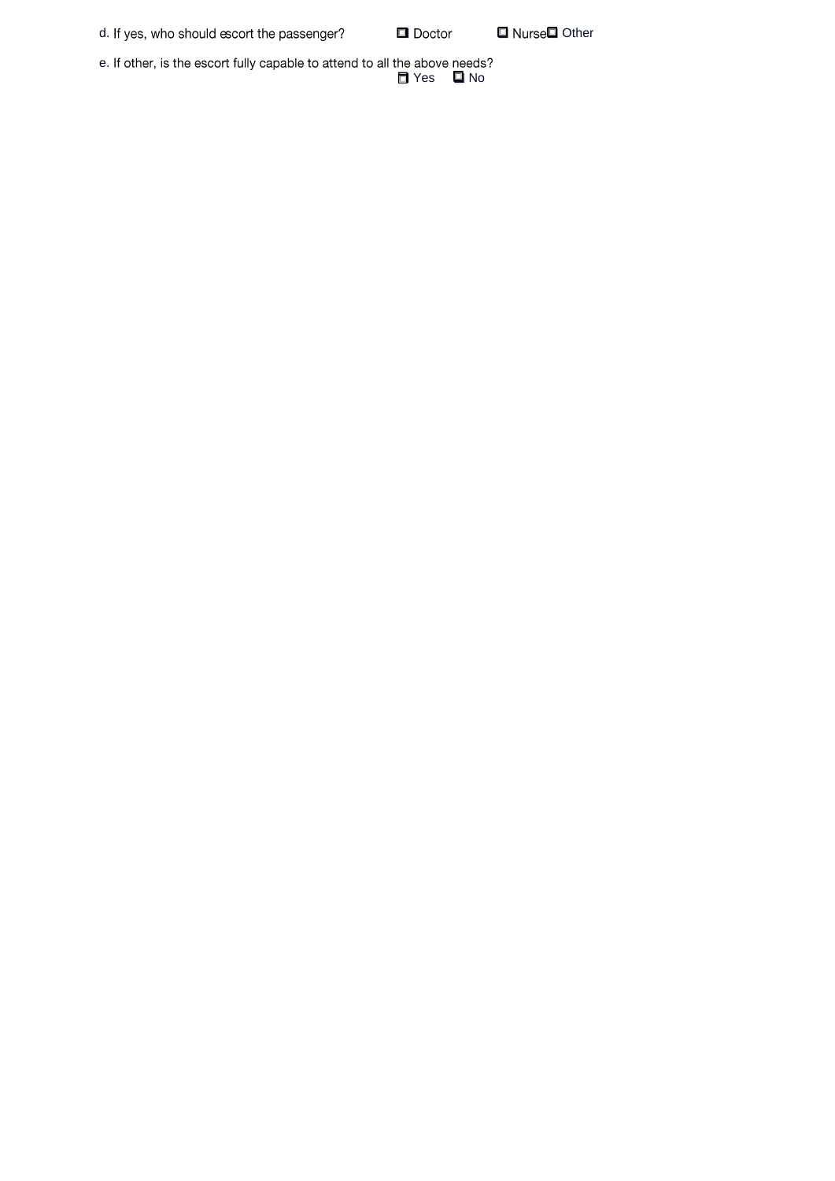d. If yes, who should escort the passenger? ☐ Doctor ☐ Nurse ☐ Other

e. If other, is the escort fully capable to attend to all the above needs?

☐ Yes ☐ No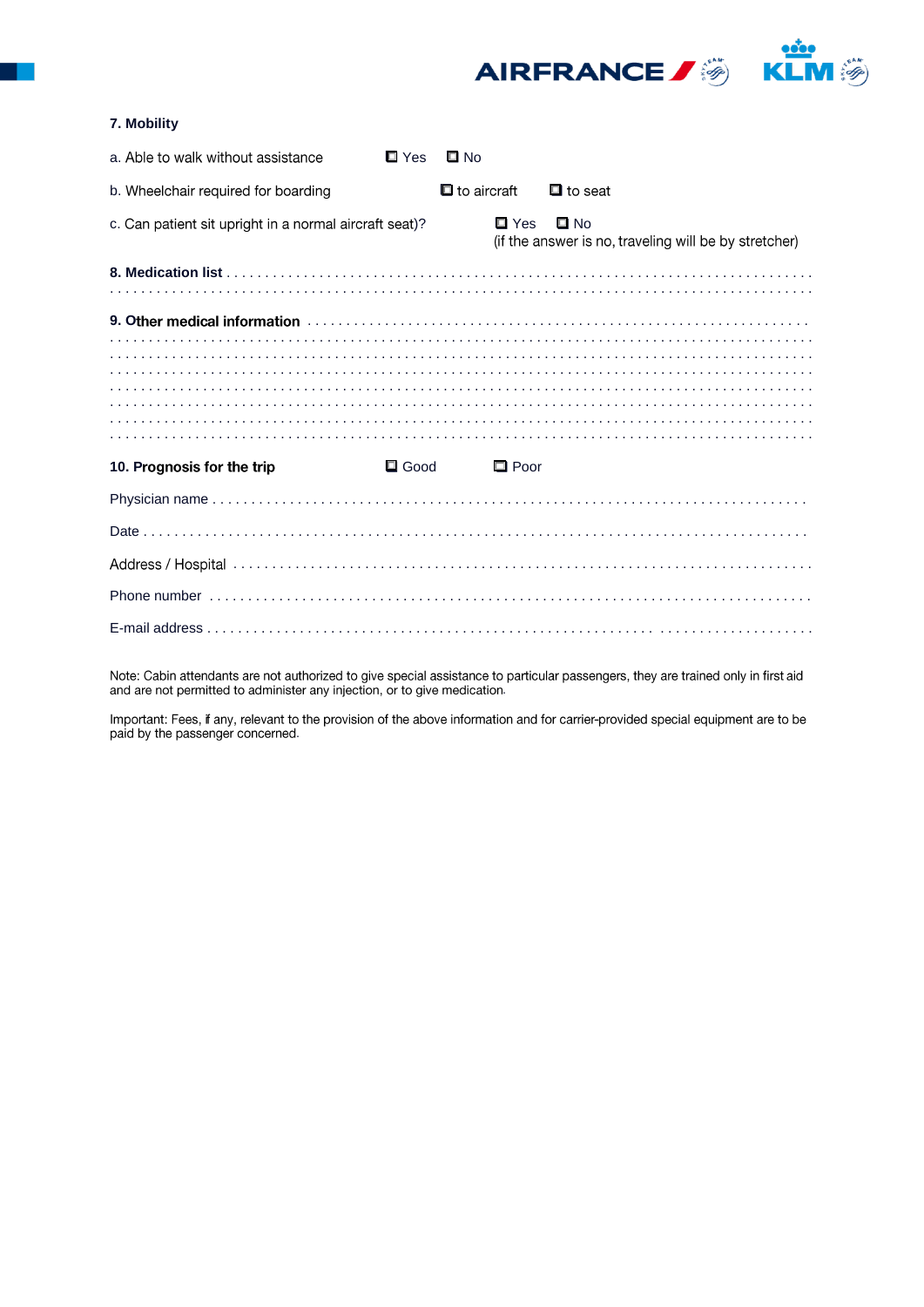**7. Mobility**

a. Able to walk without assistance ☐ Yes ☐ No

b. Wheelchair required for boarding ☐ to aircraft ☐ to seat

c. Can patient sit upright in a normal aircraft seat)? ☐ Yes ☐ No
(if the answer is no, traveling will be by stretcher)

**8. Medication list** . . . . . . . . . . . . . . . . . . . . . . . . . . . . . . . . . . . . . . . . . . . . . . . . . . . . . . . . . . . . . . . . . . . . . . . .
. . . . . . . . . . . . . . . . . . . . . . . . . . . . . . . . . . . . . . . . . . . . . . . . . . . . . . . . . . . . . . . . . . . . . . . . . . . . . . . . . . . . .

**9. Other medical information** . . . . . . . . . . . . . . . . . . . . . . . . . . . . . . . . . . . . . . . . . . . . . . . . . . . . . . . . . . . . . . . .
. . . . . . . . . . . . . . . . . . . . . . . . . . . . . . . . . . . . . . . . . . . . . . . . . . . . . . . . . . . . . . . . . . . . . . . . . . . . . . . . . . . . .
. . . . . . . . . . . . . . . . . . . . . . . . . . . . . . . . . . . . . . . . . . . . . . . . . . . . . . . . . . . . . . . . . . . . . . . . . . . . . . . . . . . . .
. . . . . . . . . . . . . . . . . . . . . . . . . . . . . . . . . . . . . . . . . . . . . . . . . . . . . . . . . . . . . . . . . . . . . . . . . . . . . . . . . . . . .
. . . . . . . . . . . . . . . . . . . . . . . . . . . . . . . . . . . . . . . . . . . . . . . . . . . . . . . . . . . . . . . . . . . . . . . . . . . . . . . . . . . .
. . . . . . . . . . . . . . . . . . . . . . . . . . . . . . . . . . . . . . . . . . . . . . . . . . . . . . . . . . . . . . . . . . . . . . . . . . . . . . . . . . . .
. . . . . . . . . . . . . . . . . . . . . . . . . . . . . . . . . . . . . . . . . . . . . . . . . . . . . . . . . . . . . . . . . . . . . . . . . . . . . . . . . . . .
. . . . . . . . . . . . . . . . . . . . . . . . . . . . . . . . . . . . . . . . . . . . . . . . . . . . . . . . . . . . . . . . . . . . . . . . . . . . . . . . . . . .

**10. Prognosis for the trip** ☐ Good ☐ Poor

Physician name . . . . . . . . . . . . . . . . . . . . . . . . . . . . . . . . . . . . . . . . . . . . . . . . . . . . . . . . . . . . . . . . . . . . . . . . . . . . . .

Date . . . . . . . . . . . . . . . . . . . . . . . . . . . . . . . . . . . . . . . . . . . . . . . . . . . . . . . . . . . . . . . . . . . . . . . . . . . . . . . . . . . . . . .

Address / Hospital . . . . . . . . . . . . . . . . . . . . . . . . . . . . . . . . . . . . . . . . . . . . . . . . . . . . . . . . . . . . . . . . . . . . . . . . . . . .

Phone number . . . . . . . . . . . . . . . . . . . . . . . . . . . . . . . . . . . . . . . . . . . . . . . . . . . . . . . . . . . . . . . . . . . . . . . . . . . . . . .

E-mail address . . . . . . . . . . . . . . . . . . . . . . . . . . . . . . . . . . . . . . . . . . . . . . . . . . . . . . . . . . . . . . . . . . . . . . . . . . . . . . .

Note: Cabin attendants are not authorized to give special assistance to particular passengers, they are trained only in first aid and are not permitted to administer any injection, or to give medication.

Important: Fees, if any, relevant to the provision of the above information and for carrier-provided special equipment are to be paid by the passenger concerned.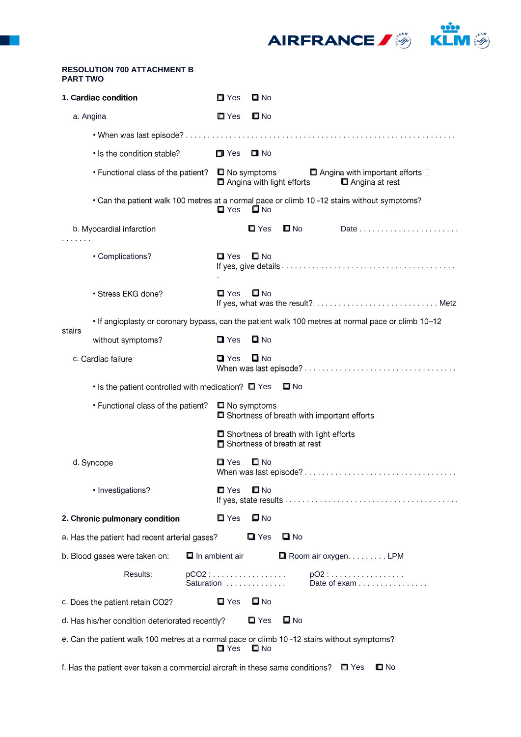**RESOLUTION 700 ATTACHMENT B**
**PART TWO**

**1. Cardiac condition** ☐ Yes ☐ No

a. Angina ☐ Yes ☐ No

- When was last episode? . . . . . . . . . . . . . . . . . . . . . . . . . . . . . . . . . . . . . . . . . . . . . . . . . . . . . . . . . . . . . . .
- Is the condition stable? ☐ Yes ☐ No
- Functional class of the patient? ☐ No symptoms ☐ Angina with important efforts ☐ Angina with light efforts ☐ Angina at rest
- Can the patient walk 100 metres at a normal pace or climb 10 -12 stairs without symptoms? ☐ Yes ☐ No

b. Myocardial infarction ☐ Yes ☐ No Date . . . . . . . . . . . . . . . . . . . . . . . . . . . . . . .

- Complications? ☐ Yes ☐ No
  If yes, give details . . . . . . . . . . . . . . . . . . . . . . . . . . . . . . . . . . . . . . . . . . .
- Stress EKG done? ☐ Yes ☐ No
  If yes, what was the result? . . . . . . . . . . . . . . . . . . . . . . . . . . . . Metz
- If angioplasty or coronary bypass, can the patient walk 100 metres at normal pace or climb 10–12 stairs without symptoms? ☐ Yes ☐ No

c. Cardiac failure ☐ Yes ☐ No
When was last episode? . . . . . . . . . . . . . . . . . . . . . . . . . . . . . . . . . . .

- Is the patient controlled with medication? ☐ Yes ☐ No
- Functional class of the patient? ☐ No symptoms ☐ Shortness of breath with important efforts ☐ Shortness of breath with light efforts ☐ Shortness of breath at rest

d. Syncope ☐ Yes ☐ No
When was last episode? . . . . . . . . . . . . . . . . . . . . . . . . . . . . . . . . . . .

- Investigations? ☐ Yes ☐ No
  If yes, state results . . . . . . . . . . . . . . . . . . . . . . . . . . . . . . . . . . . . . . . .

**2. Chronic pulmonary condition** ☐ Yes ☐ No

a. Has the patient had recent arterial gases? ☐ Yes ☐ No

b. Blood gases were taken on: ☐ In ambient air ☐ Room air oxygen. . . . . . . . . LPM

Results: pCO2 : . . . . . . . . . . . . . . . . . . pO2 : . . . . . . . . . . . . . . . . . .
Saturation . . . . . . . . . . . . . . Date of exam . . . . . . . . . . . . . . . .

c. Does the patient retain CO2? ☐ Yes ☐ No

d. Has his/her condition deteriorated recently? ☐ Yes ☐ No

e. Can the patient walk 100 metres at a normal pace or climb 10 -12 stairs without symptoms? ☐ Yes ☐ No

f. Has the patient ever taken a commercial aircraft in these same conditions? ☐ Yes ☐ No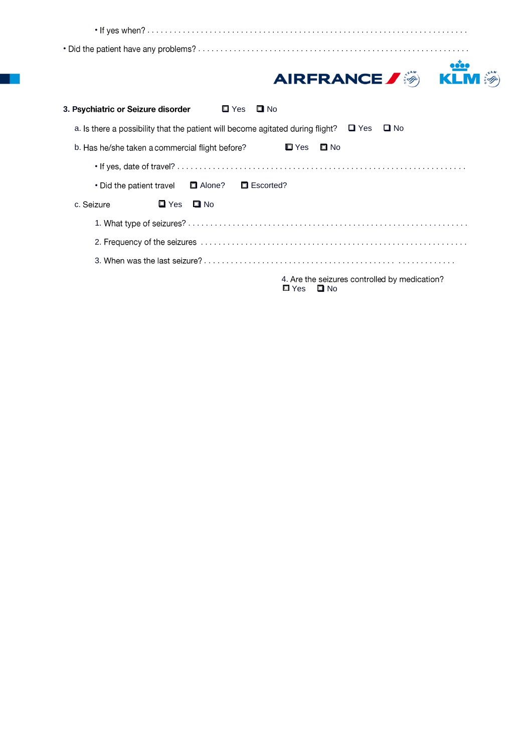• If yes when? . . . . . . . . . . . . . . . . . . . . . . . . . . . . . . . . . . . . . . . . . . . . . . . . . . . . . . . . . . . . . . . . . . . . . . . . . . .

• Did the patient have any problems? . . . . . . . . . . . . . . . . . . . . . . . . . . . . . . . . . . . . . . . . . . . . . . . . . . . . . . . . . . . . . .

**3. Psychiatric or Seizure disorder** ☐ Yes ☐ No

a. Is there a possibility that the patient will become agitated during flight? ☐ Yes ☐ No

b. Has he/she taken a commercial flight before? ☐ Yes ☐ No

• If yes, date of travel? . . . . . . . . . . . . . . . . . . . . . . . . . . . . . . . . . . . . . . . . . . . . . . . . . . . . . . . . . . . . . . . . . . . . .

• Did the patient travel ☐ Alone? ☐ Escorted?

c. Seizure ☐ Yes ☐ No

1. What type of seizures? . . . . . . . . . . . . . . . . . . . . . . . . . . . . . . . . . . . . . . . . . . . . . . . . . . . . . . . . . . . . . . . . . . . .

2. Frequency of the seizures . . . . . . . . . . . . . . . . . . . . . . . . . . . . . . . . . . . . . . . . . . . . . . . . . . . . . . . . . . . . . . . . .

3. When was the last seizure? . . . . . . . . . . . . . . . . . . . . . . . . . . . . . . . . . . . . . . . . . . . . . . . . . . . . . . . . . . . . . . . .

4. Are the seizures controlled by medication? ☐ Yes ☐ No